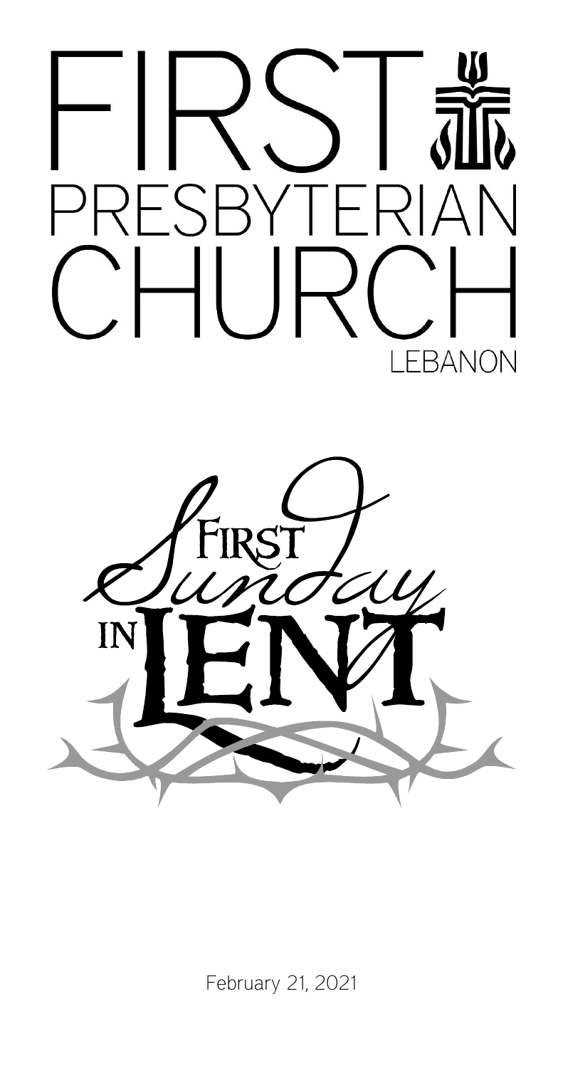# FIRST PRESBYTERIAN CHURCH

LEBANON

## First Sunday in Lent

February 21, 2021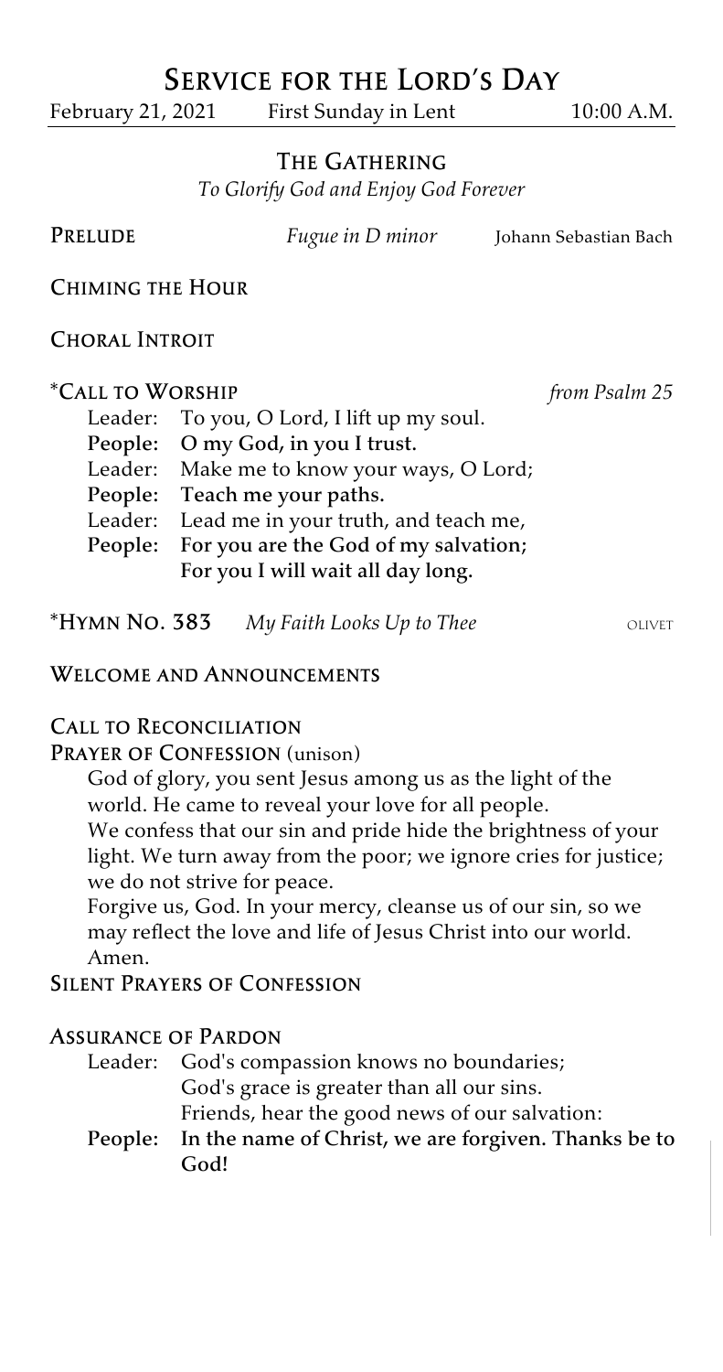# Service for the Lord's Day

February 21, 2021 First Sunday in Lent 10:00 A.M.

## The Gathering

*To Glorify God and Enjoy God Forever*

**Prelude** *Fugue in D minor* Johann Sebastian Bach

**Chiming the Hour**

**Choral Introit**

***Call to Worship** *from Psalm 25*

Leader: To you, O Lord, I lift up my soul.
**People: O my God, in you I trust.**
Leader: Make me to know your ways, O Lord;
**People: Teach me your paths.**
Leader: Lead me in your truth, and teach me,
**People: For you are the God of my salvation;**
**For you I will wait all day long.**

***Hymn No. 383** *My Faith Looks Up to Thee* OLIVET

**Welcome and Announcements**

**Call to Reconciliation**

**Prayer of Confession** (unison)

God of glory, you sent Jesus among us as the light of the world. He came to reveal your love for all people.
We confess that our sin and pride hide the brightness of your light. We turn away from the poor; we ignore cries for justice; we do not strive for peace.
Forgive us, God. In your mercy, cleanse us of our sin, so we may reflect the love and life of Jesus Christ into our world. Amen.

**Silent Prayers of Confession**

**Assurance of Pardon**

Leader: God's compassion knows no boundaries;
God's grace is greater than all our sins.
Friends, hear the good news of our salvation:
**People: In the name of Christ, we are forgiven. Thanks be to God!**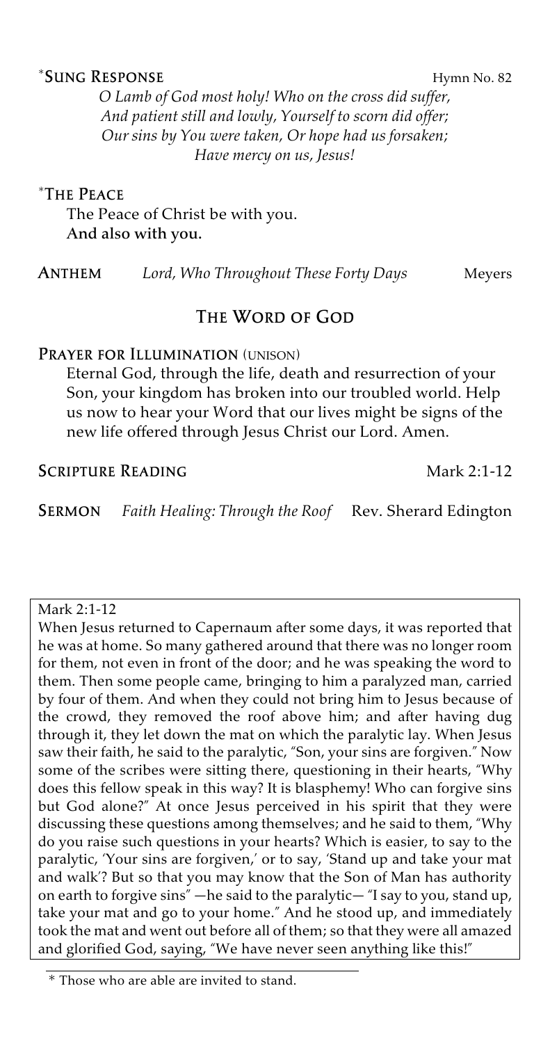**\*Sung Response** Hymn No. 82

*O Lamb of God most holy! Who on the cross did suffer,*
*And patient still and lowly, Yourself to scorn did offer;*
*Our sins by You were taken, Or hope had us forsaken;*
*Have mercy on us, Jesus!*

**\*The Peace**

The Peace of Christ be with you.
**And also with you.**

**Anthem** *Lord, Who Throughout These Forty Days* Meyers

## The Word of God

**Prayer for Illumination** (unison)

Eternal God, through the life, death and resurrection of your Son, your kingdom has broken into our troubled world. Help us now to hear your Word that our lives might be signs of the new life offered through Jesus Christ our Lord. Amen.

**Scripture Reading** Mark 2:1-12

**Sermon** *Faith Healing: Through the Roof* Rev. Sherard Edington

Mark 2:1-12

When Jesus returned to Capernaum after some days, it was reported that he was at home. So many gathered around that there was no longer room for them, not even in front of the door; and he was speaking the word to them. Then some people came, bringing to him a paralyzed man, carried by four of them. And when they could not bring him to Jesus because of the crowd, they removed the roof above him; and after having dug through it, they let down the mat on which the paralytic lay. When Jesus saw their faith, he said to the paralytic, "Son, your sins are forgiven." Now some of the scribes were sitting there, questioning in their hearts, "Why does this fellow speak in this way? It is blasphemy! Who can forgive sins but God alone?" At once Jesus perceived in his spirit that they were discussing these questions among themselves; and he said to them, "Why do you raise such questions in your hearts? Which is easier, to say to the paralytic, 'Your sins are forgiven,' or to say, 'Stand up and take your mat and walk'? But so that you may know that the Son of Man has authority on earth to forgive sins"—he said to the paralytic—"I say to you, stand up, take your mat and go to your home." And he stood up, and immediately took the mat and went out before all of them; so that they were all amazed and glorified God, saying, "We have never seen anything like this!"

\* Those who are able are invited to stand.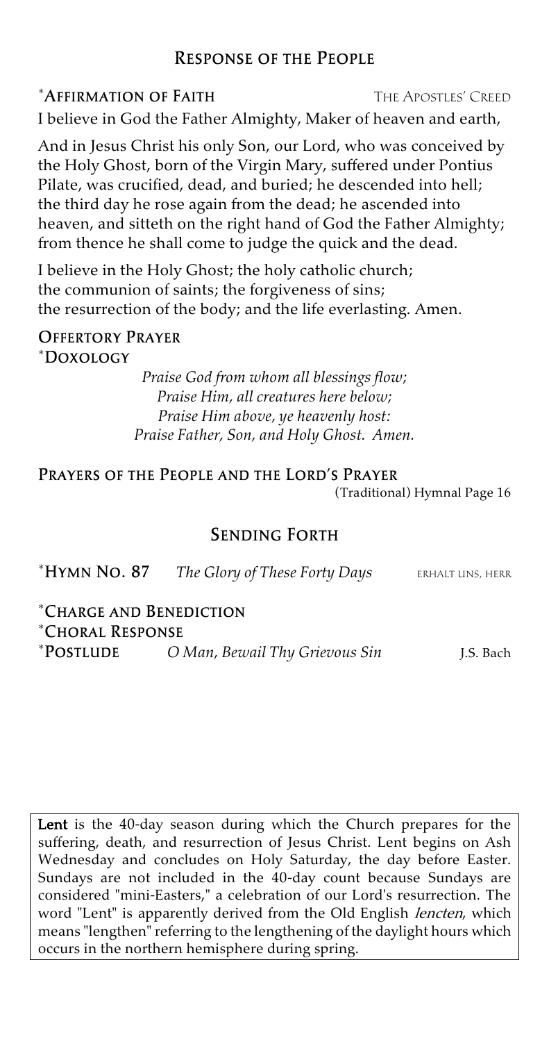## Response of the People

**\*Affirmation of Faith** The Apostles' Creed

I believe in God the Father Almighty, Maker of heaven and earth,

And in Jesus Christ his only Son, our Lord, who was conceived by the Holy Ghost, born of the Virgin Mary, suffered under Pontius Pilate, was crucified, dead, and buried; he descended into hell; the third day he rose again from the dead; he ascended into heaven, and sitteth on the right hand of God the Father Almighty; from thence he shall come to judge the quick and the dead.

I believe in the Holy Ghost; the holy catholic church;
the communion of saints; the forgiveness of sins;
the resurrection of the body; and the life everlasting. Amen.

**Offertory Prayer**

**\*Doxology**

*Praise God from whom all blessings flow;*
*Praise Him, all creatures here below;*
*Praise Him above, ye heavenly host:*
*Praise Father, Son, and Holy Ghost. Amen.*

**Prayers of the People and the Lord's Prayer**
(Traditional) Hymnal Page 16

## Sending Forth

**\*Hymn No. 87** *The Glory of These Forty Days* erhalt uns, herr

**\*Charge and Benediction**

**\*Choral Response**

**\*Postlude** *O Man, Bewail Thy Grievous Sin* J.S. Bach

**Lent** is the 40-day season during which the Church prepares for the suffering, death, and resurrection of Jesus Christ. Lent begins on Ash Wednesday and concludes on Holy Saturday, the day before Easter. Sundays are not included in the 40-day count because Sundays are considered "mini-Easters," a celebration of our Lord's resurrection. The word "Lent" is apparently derived from the Old English *lencten*, which means "lengthen" referring to the lengthening of the daylight hours which occurs in the northern hemisphere during spring.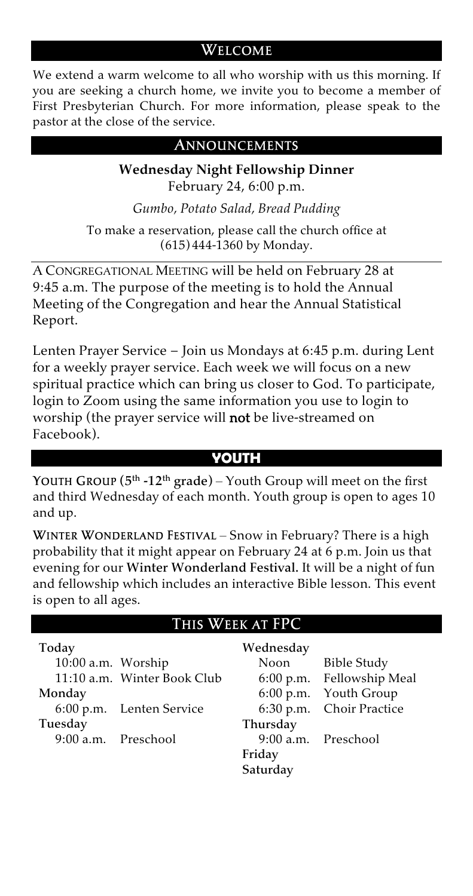## Welcome

We extend a warm welcome to all who worship with us this morning. If you are seeking a church home, we invite you to become a member of First Presbyterian Church. For more information, please speak to the pastor at the close of the service.

## Announcements

**Wednesday Night Fellowship Dinner**
February 24, 6:00 p.m.

*Gumbo, Potato Salad, Bread Pudding*

To make a reservation, please call the church office at (615) 444-1360 by Monday.

---

A CONGREGATIONAL MEETING will be held on February 28 at 9:45 a.m. The purpose of the meeting is to hold the Annual Meeting of the Congregation and hear the Annual Statistical Report.

Lenten Prayer Service – Join us Mondays at 6:45 p.m. during Lent for a weekly prayer service. Each week we will focus on a new spiritual practice which can bring us closer to God. To participate, login to Zoom using the same information you use to login to worship (the prayer service will **not** be live-streamed on Facebook).

## Youth

**YOUTH GROUP (5th -12th grade)** – Youth Group will meet on the first and third Wednesday of each month. Youth group is open to ages 10 and up.

**WINTER WONDERLAND FESTIVAL** – Snow in February? There is a high probability that it might appear on February 24 at 6 p.m. Join us that evening for our **Winter Wonderland Festival.** It will be a night of fun and fellowship which includes an interactive Bible lesson. This event is open to all ages.

## This Week at FPC

**Today**
- 10:00 a.m. Worship
- 11:10 a.m. Winter Book Club

**Monday**
- 6:00 p.m. Lenten Service

**Tuesday**
- 9:00 a.m. Preschool

**Wednesday**
- Noon Bible Study
- 6:00 p.m. Fellowship Meal
- 6:00 p.m. Youth Group
- 6:30 p.m. Choir Practice

**Thursday**
- 9:00 a.m. Preschool

**Friday**

**Saturday**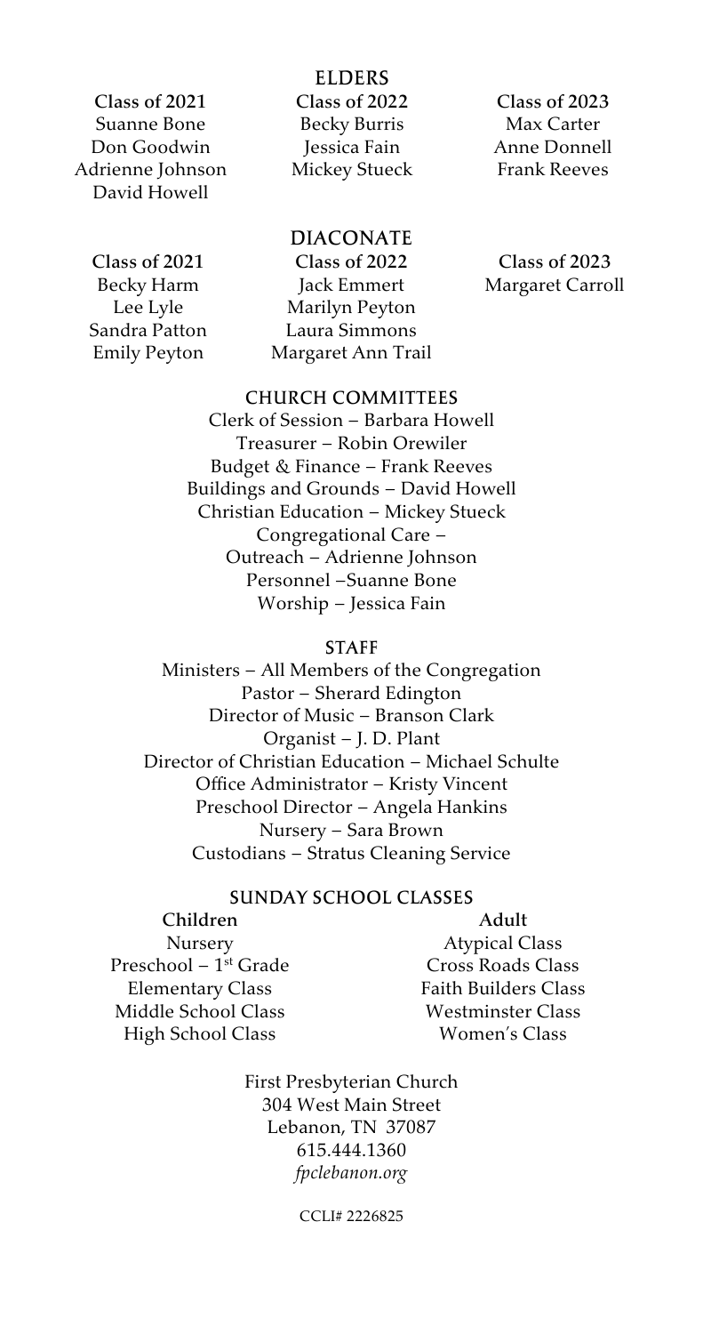## ELDERS

| Class of 2021 | Class of 2022 | Class of 2023 |
| --- | --- | --- |
| Suanne Bone | Becky Burris | Max Carter |
| Don Goodwin | Jessica Fain | Anne Donnell |
| Adrienne Johnson | Mickey Stueck | Frank Reeves |
| David Howell | | |

## DIACONATE

| Class of 2021 | Class of 2022 | Class of 2023 |
| --- | --- | --- |
| Becky Harm | Jack Emmert | Margaret Carroll |
| Lee Lyle | Marilyn Peyton | |
| Sandra Patton | Laura Simmons | |
| Emily Peyton | Margaret Ann Trail | |

## CHURCH COMMITTEES

Clerk of Session – Barbara Howell
Treasurer – Robin Orewiler
Budget & Finance – Frank Reeves
Buildings and Grounds – David Howell
Christian Education – Mickey Stueck
Congregational Care –
Outreach – Adrienne Johnson
Personnel –Suanne Bone
Worship – Jessica Fain

## STAFF

Ministers – All Members of the Congregation
Pastor – Sherard Edington
Director of Music – Branson Clark
Organist – J. D. Plant
Director of Christian Education – Michael Schulte
Office Administrator – Kristy Vincent
Preschool Director – Angela Hankins
Nursery – Sara Brown
Custodians – Stratus Cleaning Service

## SUNDAY SCHOOL CLASSES

| Children | Adult |
| --- | --- |
| Nursery | Atypical Class |
| Preschool – 1st Grade | Cross Roads Class |
| Elementary Class | Faith Builders Class |
| Middle School Class | Westminster Class |
| High School Class | Women's Class |

First Presbyterian Church
304 West Main Street
Lebanon, TN 37087
615.444.1360
*fpclebanon.org*

CCLI# 2226825